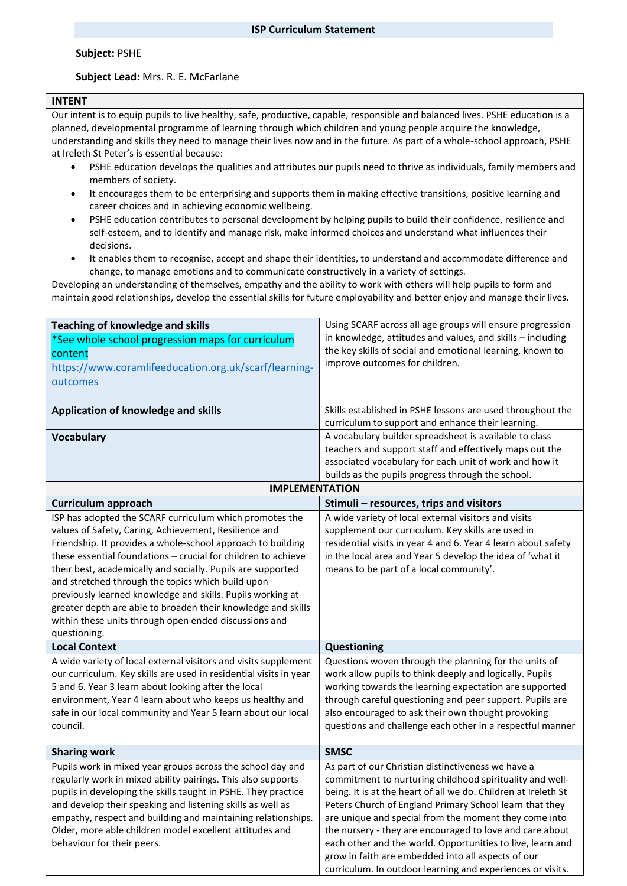**ISP Curriculum Statement**

**Subject:** PSHE

**Subject Lead:** Mrs. R. E. McFarlane

**INTENT**

Our intent is to equip pupils to live healthy, safe, productive, capable, responsible and balanced lives. PSHE education is a planned, developmental programme of learning through which children and young people acquire the knowledge, understanding and skills they need to manage their lives now and in the future. As part of a whole-school approach, PSHE at Ireleth St Peter's is essential because:

- PSHE education develops the qualities and attributes our pupils need to thrive as individuals, family members and members of society.
- It encourages them to be enterprising and supports them in making effective transitions, positive learning and career choices and in achieving economic wellbeing.
- PSHE education contributes to personal development by helping pupils to build their confidence, resilience and self-esteem, and to identify and manage risk, make informed choices and understand what influences their decisions.
- It enables them to recognise, accept and shape their identities, to understand and accommodate difference and change, to manage emotions and to communicate constructively in a variety of settings.

Developing an understanding of themselves, empathy and the ability to work with others will help pupils to form and maintain good relationships, develop the essential skills for future employability and better enjoy and manage their lives.

| | |
|---|---|
| **Teaching of knowledge and skills**<br>*See whole school progression maps for curriculum content<br>https://www.coramlifeeducation.org.uk/scarf/learning-outcomes | Using SCARF across all age groups will ensure progression in knowledge, attitudes and values, and skills – including the key skills of social and emotional learning, known to improve outcomes for children. |
| **Application of knowledge and skills** | Skills established in PSHE lessons are used throughout the curriculum to support and enhance their learning. |
| **Vocabulary** | A vocabulary builder spreadsheet is available to class teachers and support staff and effectively maps out the associated vocabulary for each unit of work and how it builds as the pupils progress through the school. |

**IMPLEMENTATION**

| **Curriculum approach** | **Stimuli – resources, trips and visitors** |
|---|---|
| ISP has adopted the SCARF curriculum which promotes the values of Safety, Caring, Achievement, Resilience and Friendship. It provides a whole-school approach to building these essential foundations – crucial for children to achieve their best, academically and socially. Pupils are supported and stretched through the topics which build upon previously learned knowledge and skills. Pupils working at greater depth are able to broaden their knowledge and skills within these units through open ended discussions and questioning. | A wide variety of local external visitors and visits supplement our curriculum. Key skills are used in residential visits in year 4 and 6. Year 4 learn about safety in the local area and Year 5 develop the idea of 'what it means to be part of a local community'. |
| **Local Context** | **Questioning** |
| A wide variety of local external visitors and visits supplement our curriculum. Key skills are used in residential visits in year 5 and 6. Year 3 learn about looking after the local environment, Year 4 learn about who keeps us healthy and safe in our local community and Year 5 learn about our local council. | Questions woven through the planning for the units of work allow pupils to think deeply and logically. Pupils working towards the learning expectation are supported through careful questioning and peer support. Pupils are also encouraged to ask their own thought provoking questions and challenge each other in a respectful manner |
| **Sharing work** | **SMSC** |
| Pupils work in mixed year groups across the school day and regularly work in mixed ability pairings. This also supports pupils in developing the skills taught in PSHE. They practice and develop their speaking and listening skills as well as empathy, respect and building and maintaining relationships. Older, more able children model excellent attitudes and behaviour for their peers. | As part of our Christian distinctiveness we have a commitment to nurturing childhood spirituality and well-being. It is at the heart of all we do. Children at Ireleth St Peters Church of England Primary School learn that they are unique and special from the moment they come into the nursery - they are encouraged to love and care about each other and the world. Opportunities to live, learn and grow in faith are embedded into all aspects of our curriculum. In outdoor learning and experiences or visits. |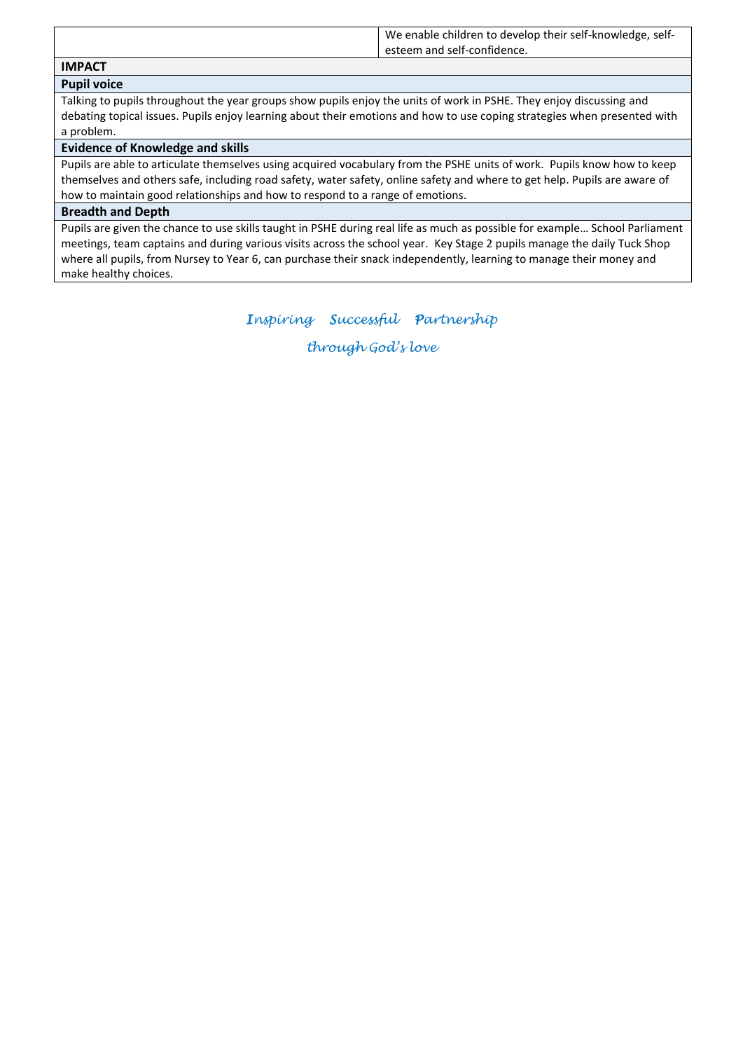| | |
|---|---|
| | We enable children to develop their self-knowledge, self-esteem and self-confidence. |

**IMPACT**

**Pupil voice**

Talking to pupils throughout the year groups show pupils enjoy the units of work in PSHE. They enjoy discussing and debating topical issues. Pupils enjoy learning about their emotions and how to use coping strategies when presented with a problem.

**Evidence of Knowledge and skills**

Pupils are able to articulate themselves using acquired vocabulary from the PSHE units of work. Pupils know how to keep themselves and others safe, including road safety, water safety, online safety and where to get help. Pupils are aware of how to maintain good relationships and how to respond to a range of emotions.

**Breadth and Depth**

Pupils are given the chance to use skills taught in PSHE during real life as much as possible for example… School Parliament meetings, team captains and during various visits across the school year. Key Stage 2 pupils manage the daily Tuck Shop where all pupils, from Nursey to Year 6, can purchase their snack independently, learning to manage their money and make healthy choices.

*Inspiring Successful Partnership*

*through God's love*